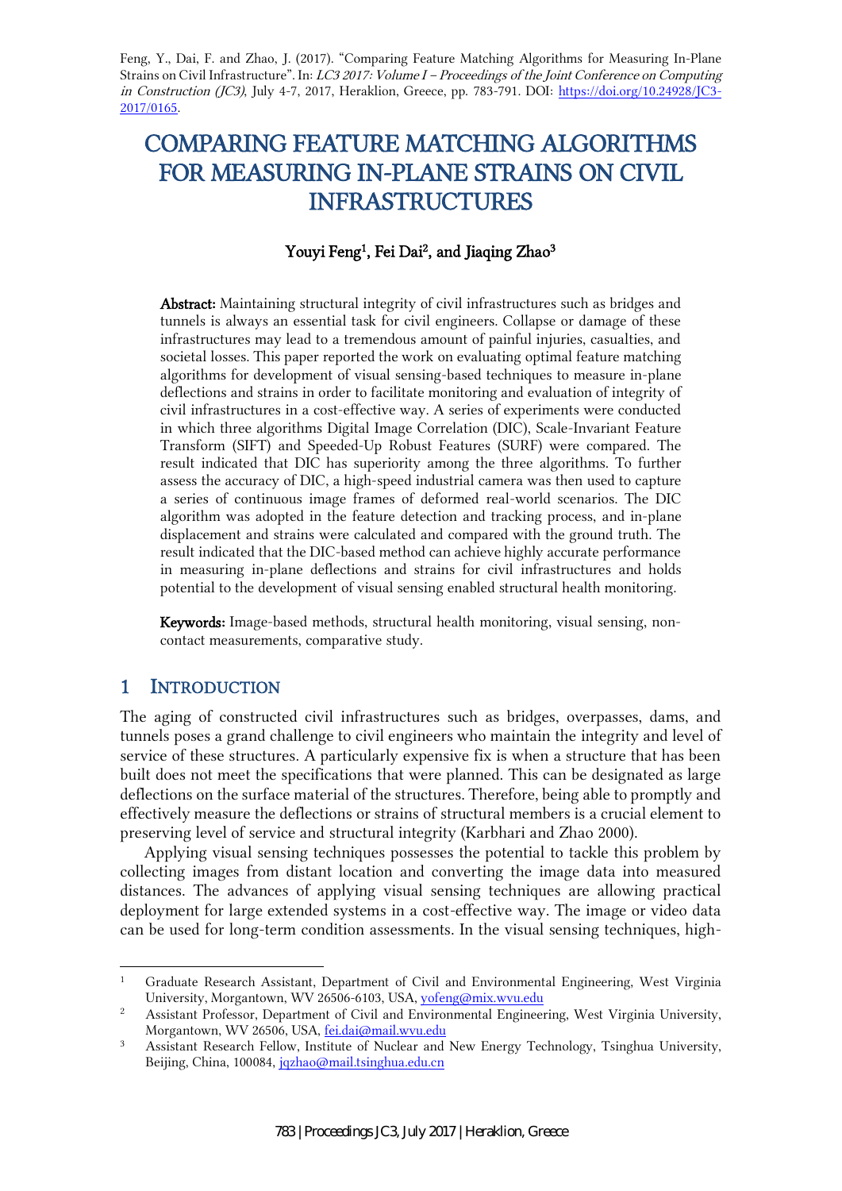Feng, Y., Dai, F. and Zhao, J. (2017). "Comparing Feature Matching Algorithms for Measuring In-Plane Strains on Civil Infrastructure". In: *LC3 2017: Volume I – Proceedings of the Joint Conference on Computing in Construction (JC3)*, July 4-7, 2017, Heraklion, Greece, pp. 783-791. DOI: https://doi.org/10.24928/JC3-2017/0165.

# COMPARING FEATURE MATCHING ALGORITHMS FOR MEASURING IN-PLANE STRAINS ON CIVIL INFRASTRUCTURES

**Youyi Feng[1], Fei Dai[2], and Jiaqing Zhao[3]**

**Abstract:** Maintaining structural integrity of civil infrastructures such as bridges and tunnels is always an essential task for civil engineers. Collapse or damage of these infrastructures may lead to a tremendous amount of painful injuries, casualties, and societal losses. This paper reported the work on evaluating optimal feature matching algorithms for development of visual sensing-based techniques to measure in-plane deflections and strains in order to facilitate monitoring and evaluation of integrity of civil infrastructures in a cost-effective way. A series of experiments were conducted in which three algorithms Digital Image Correlation (DIC), Scale-Invariant Feature Transform (SIFT) and Speeded-Up Robust Features (SURF) were compared. The result indicated that DIC has superiority among the three algorithms. To further assess the accuracy of DIC, a high-speed industrial camera was then used to capture a series of continuous image frames of deformed real-world scenarios. The DIC algorithm was adopted in the feature detection and tracking process, and in-plane displacement and strains were calculated and compared with the ground truth. The result indicated that the DIC-based method can achieve highly accurate performance in measuring in-plane deflections and strains for civil infrastructures and holds potential to the development of visual sensing enabled structural health monitoring.

**Keywords:** Image-based methods, structural health monitoring, visual sensing, non-contact measurements, comparative study.

## 1 INTRODUCTION

The aging of constructed civil infrastructures such as bridges, overpasses, dams, and tunnels poses a grand challenge to civil engineers who maintain the integrity and level of service of these structures. A particularly expensive fix is when a structure that has been built does not meet the specifications that were planned. This can be designated as large deflections on the surface material of the structures. Therefore, being able to promptly and effectively measure the deflections or strains of structural members is a crucial element to preserving level of service and structural integrity (Karbhari and Zhao 2000).

Applying visual sensing techniques possesses the potential to tackle this problem by collecting images from distant location and converting the image data into measured distances. The advances of applying visual sensing techniques are allowing practical deployment for large extended systems in a cost-effective way. The image or video data can be used for long-term condition assessments. In the visual sensing techniques, high-

[1] Graduate Research Assistant, Department of Civil and Environmental Engineering, West Virginia University, Morgantown, WV 26506-6103, USA, yofeng@mix.wvu.edu

[2] Assistant Professor, Department of Civil and Environmental Engineering, West Virginia University, Morgantown, WV 26506, USA, fei.dai@mail.wvu.edu

[3] Assistant Research Fellow, Institute of Nuclear and New Energy Technology, Tsinghua University, Beijing, China, 100084, jqzhao@mail.tsinghua.edu.cn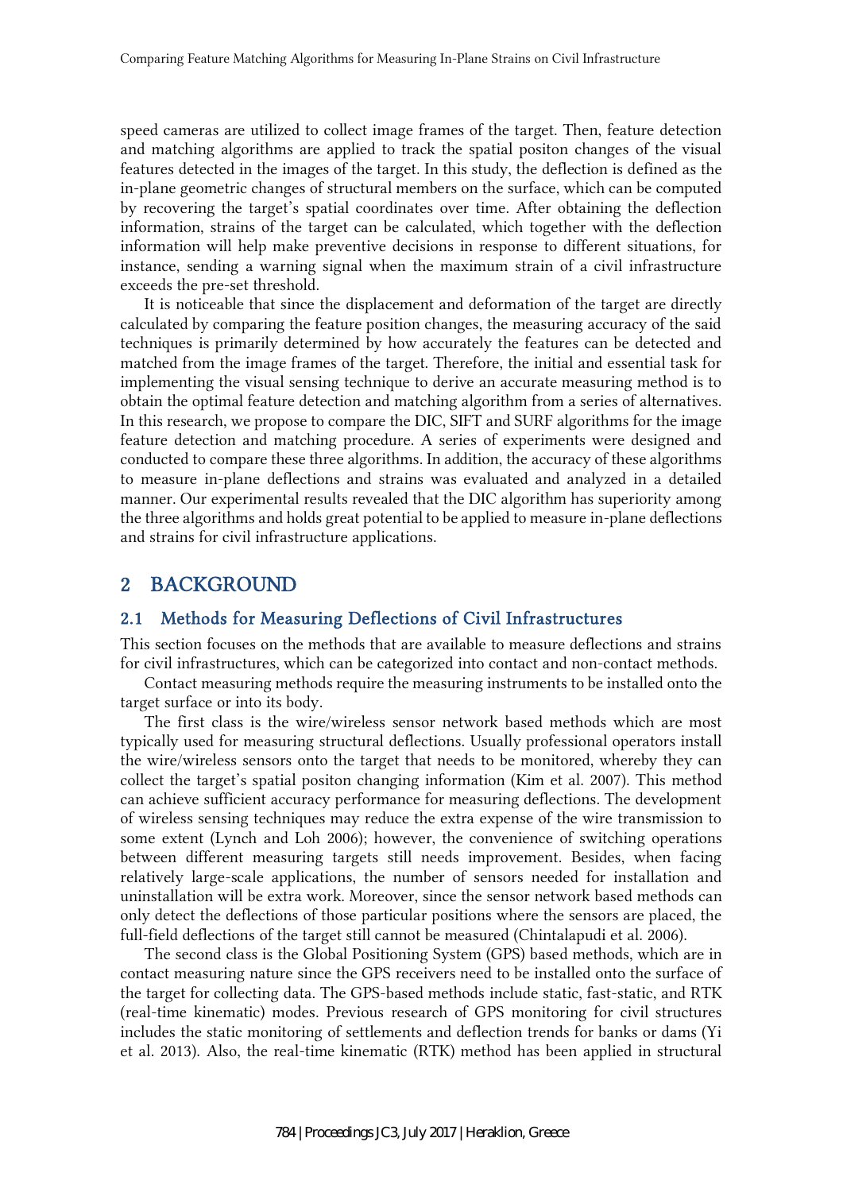speed cameras are utilized to collect image frames of the target. Then, feature detection and matching algorithms are applied to track the spatial positon changes of the visual features detected in the images of the target. In this study, the deflection is defined as the in-plane geometric changes of structural members on the surface, which can be computed by recovering the target's spatial coordinates over time. After obtaining the deflection information, strains of the target can be calculated, which together with the deflection information will help make preventive decisions in response to different situations, for instance, sending a warning signal when the maximum strain of a civil infrastructure exceeds the pre-set threshold.

It is noticeable that since the displacement and deformation of the target are directly calculated by comparing the feature position changes, the measuring accuracy of the said techniques is primarily determined by how accurately the features can be detected and matched from the image frames of the target. Therefore, the initial and essential task for implementing the visual sensing technique to derive an accurate measuring method is to obtain the optimal feature detection and matching algorithm from a series of alternatives. In this research, we propose to compare the DIC, SIFT and SURF algorithms for the image feature detection and matching procedure. A series of experiments were designed and conducted to compare these three algorithms. In addition, the accuracy of these algorithms to measure in-plane deflections and strains was evaluated and analyzed in a detailed manner. Our experimental results revealed that the DIC algorithm has superiority among the three algorithms and holds great potential to be applied to measure in-plane deflections and strains for civil infrastructure applications.

## 2 BACKGROUND

### 2.1 Methods for Measuring Deflections of Civil Infrastructures

This section focuses on the methods that are available to measure deflections and strains for civil infrastructures, which can be categorized into contact and non-contact methods.

Contact measuring methods require the measuring instruments to be installed onto the target surface or into its body.

The first class is the wire/wireless sensor network based methods which are most typically used for measuring structural deflections. Usually professional operators install the wire/wireless sensors onto the target that needs to be monitored, whereby they can collect the target's spatial positon changing information (Kim et al. 2007). This method can achieve sufficient accuracy performance for measuring deflections. The development of wireless sensing techniques may reduce the extra expense of the wire transmission to some extent (Lynch and Loh 2006); however, the convenience of switching operations between different measuring targets still needs improvement. Besides, when facing relatively large-scale applications, the number of sensors needed for installation and uninstallation will be extra work. Moreover, since the sensor network based methods can only detect the deflections of those particular positions where the sensors are placed, the full-field deflections of the target still cannot be measured (Chintalapudi et al. 2006).

The second class is the Global Positioning System (GPS) based methods, which are in contact measuring nature since the GPS receivers need to be installed onto the surface of the target for collecting data. The GPS-based methods include static, fast-static, and RTK (real-time kinematic) modes. Previous research of GPS monitoring for civil structures includes the static monitoring of settlements and deflection trends for banks or dams (Yi et al. 2013). Also, the real-time kinematic (RTK) method has been applied in structural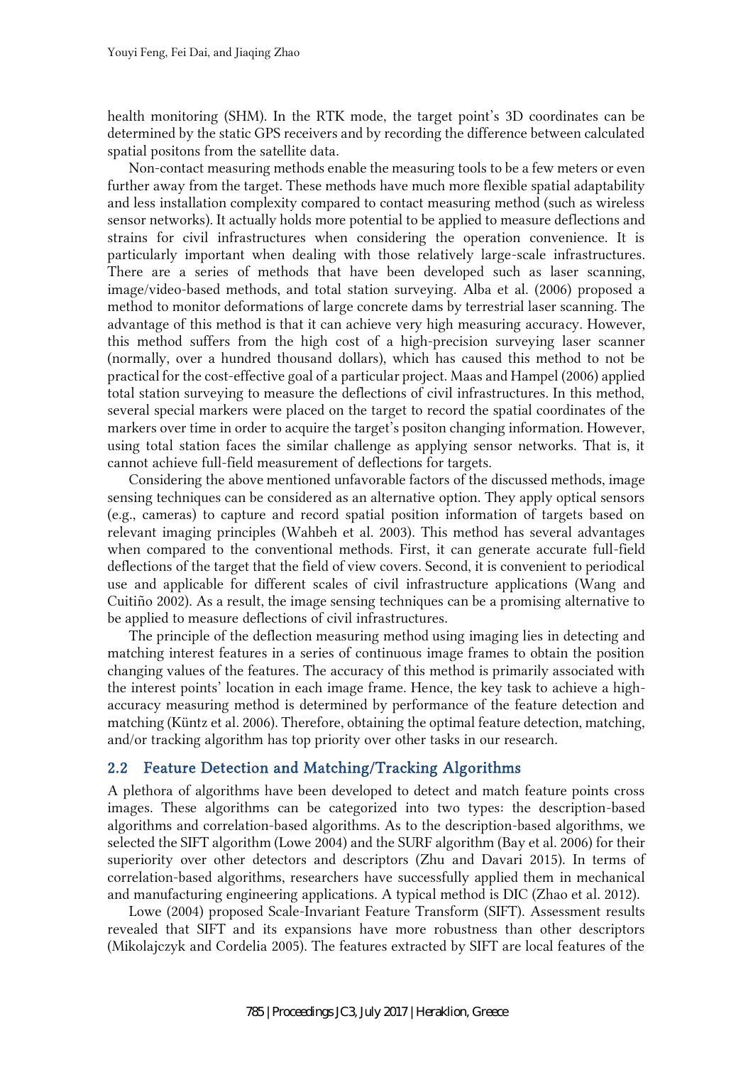health monitoring (SHM). In the RTK mode, the target point's 3D coordinates can be determined by the static GPS receivers and by recording the difference between calculated spatial positons from the satellite data.

Non-contact measuring methods enable the measuring tools to be a few meters or even further away from the target. These methods have much more flexible spatial adaptability and less installation complexity compared to contact measuring method (such as wireless sensor networks). It actually holds more potential to be applied to measure deflections and strains for civil infrastructures when considering the operation convenience. It is particularly important when dealing with those relatively large-scale infrastructures. There are a series of methods that have been developed such as laser scanning, image/video-based methods, and total station surveying. Alba et al. (2006) proposed a method to monitor deformations of large concrete dams by terrestrial laser scanning. The advantage of this method is that it can achieve very high measuring accuracy. However, this method suffers from the high cost of a high-precision surveying laser scanner (normally, over a hundred thousand dollars), which has caused this method to not be practical for the cost-effective goal of a particular project. Maas and Hampel (2006) applied total station surveying to measure the deflections of civil infrastructures. In this method, several special markers were placed on the target to record the spatial coordinates of the markers over time in order to acquire the target's positon changing information. However, using total station faces the similar challenge as applying sensor networks. That is, it cannot achieve full-field measurement of deflections for targets.

Considering the above mentioned unfavorable factors of the discussed methods, image sensing techniques can be considered as an alternative option. They apply optical sensors (e.g., cameras) to capture and record spatial position information of targets based on relevant imaging principles (Wahbeh et al. 2003). This method has several advantages when compared to the conventional methods. First, it can generate accurate full-field deflections of the target that the field of view covers. Second, it is convenient to periodical use and applicable for different scales of civil infrastructure applications (Wang and Cuitiño 2002). As a result, the image sensing techniques can be a promising alternative to be applied to measure deflections of civil infrastructures.

The principle of the deflection measuring method using imaging lies in detecting and matching interest features in a series of continuous image frames to obtain the position changing values of the features. The accuracy of this method is primarily associated with the interest points' location in each image frame. Hence, the key task to achieve a high-accuracy measuring method is determined by performance of the feature detection and matching (Küntz et al. 2006). Therefore, obtaining the optimal feature detection, matching, and/or tracking algorithm has top priority over other tasks in our research.

## 2.2 Feature Detection and Matching/Tracking Algorithms

A plethora of algorithms have been developed to detect and match feature points cross images. These algorithms can be categorized into two types: the description-based algorithms and correlation-based algorithms. As to the description-based algorithms, we selected the SIFT algorithm (Lowe 2004) and the SURF algorithm (Bay et al. 2006) for their superiority over other detectors and descriptors (Zhu and Davari 2015). In terms of correlation-based algorithms, researchers have successfully applied them in mechanical and manufacturing engineering applications. A typical method is DIC (Zhao et al. 2012).

Lowe (2004) proposed Scale-Invariant Feature Transform (SIFT). Assessment results revealed that SIFT and its expansions have more robustness than other descriptors (Mikolajczyk and Cordelia 2005). The features extracted by SIFT are local features of the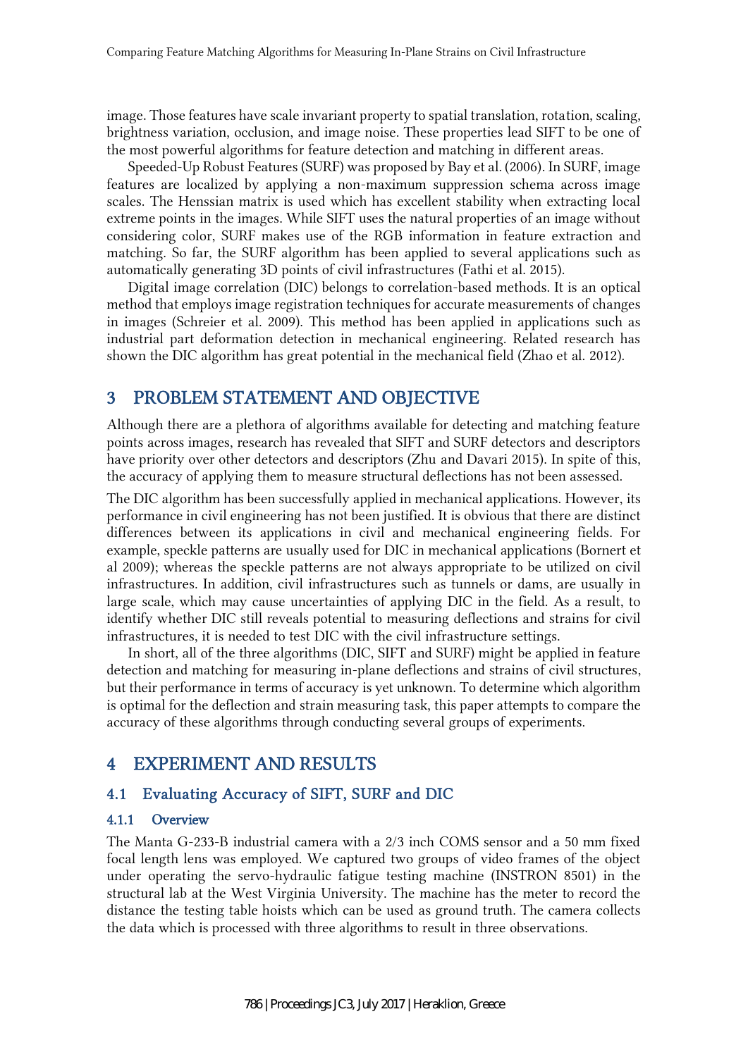image. Those features have scale invariant property to spatial translation, rotation, scaling, brightness variation, occlusion, and image noise. These properties lead SIFT to be one of the most powerful algorithms for feature detection and matching in different areas.

Speeded-Up Robust Features (SURF) was proposed by Bay et al. (2006). In SURF, image features are localized by applying a non-maximum suppression schema across image scales. The Henssian matrix is used which has excellent stability when extracting local extreme points in the images. While SIFT uses the natural properties of an image without considering color, SURF makes use of the RGB information in feature extraction and matching. So far, the SURF algorithm has been applied to several applications such as automatically generating 3D points of civil infrastructures (Fathi et al. 2015).

Digital image correlation (DIC) belongs to correlation-based methods. It is an optical method that employs image registration techniques for accurate measurements of changes in images (Schreier et al. 2009). This method has been applied in applications such as industrial part deformation detection in mechanical engineering. Related research has shown the DIC algorithm has great potential in the mechanical field (Zhao et al. 2012).

# 3 PROBLEM STATEMENT AND OBJECTIVE

Although there are a plethora of algorithms available for detecting and matching feature points across images, research has revealed that SIFT and SURF detectors and descriptors have priority over other detectors and descriptors (Zhu and Davari 2015). In spite of this, the accuracy of applying them to measure structural deflections has not been assessed.

The DIC algorithm has been successfully applied in mechanical applications. However, its performance in civil engineering has not been justified. It is obvious that there are distinct differences between its applications in civil and mechanical engineering fields. For example, speckle patterns are usually used for DIC in mechanical applications (Bornert et al 2009); whereas the speckle patterns are not always appropriate to be utilized on civil infrastructures. In addition, civil infrastructures such as tunnels or dams, are usually in large scale, which may cause uncertainties of applying DIC in the field. As a result, to identify whether DIC still reveals potential to measuring deflections and strains for civil infrastructures, it is needed to test DIC with the civil infrastructure settings.

In short, all of the three algorithms (DIC, SIFT and SURF) might be applied in feature detection and matching for measuring in-plane deflections and strains of civil structures, but their performance in terms of accuracy is yet unknown. To determine which algorithm is optimal for the deflection and strain measuring task, this paper attempts to compare the accuracy of these algorithms through conducting several groups of experiments.

# 4 EXPERIMENT AND RESULTS

## 4.1 Evaluating Accuracy of SIFT, SURF and DIC

### 4.1.1 Overview

The Manta G-233-B industrial camera with a 2/3 inch COMS sensor and a 50 mm fixed focal length lens was employed. We captured two groups of video frames of the object under operating the servo-hydraulic fatigue testing machine (INSTRON 8501) in the structural lab at the West Virginia University. The machine has the meter to record the distance the testing table hoists which can be used as ground truth. The camera collects the data which is processed with three algorithms to result in three observations.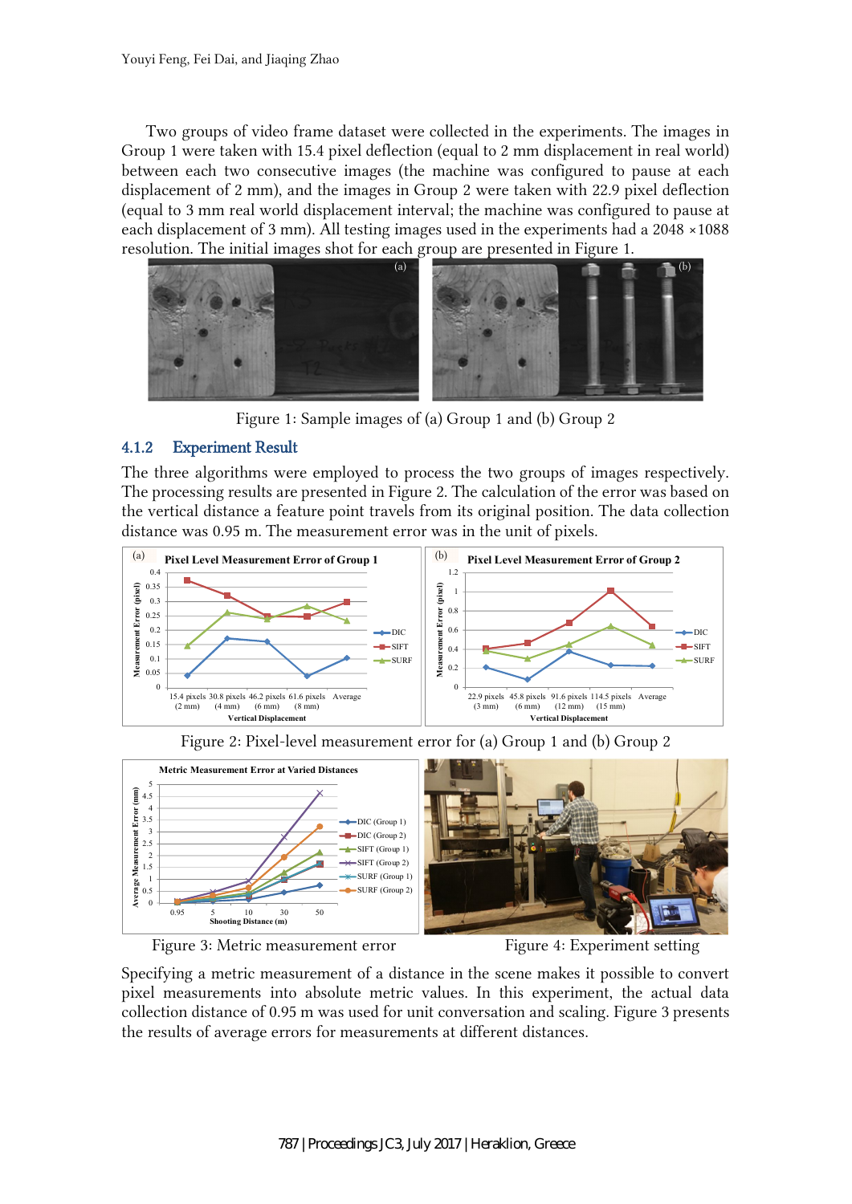Two groups of video frame dataset were collected in the experiments. The images in Group 1 were taken with 15.4 pixel deflection (equal to 2 mm displacement in real world) between each two consecutive images (the machine was configured to pause at each displacement of 2 mm), and the images in Group 2 were taken with 22.9 pixel deflection (equal to 3 mm real world displacement interval; the machine was configured to pause at each displacement of 3 mm). All testing images used in the experiments had a 2048 ×1088 resolution. The initial images shot for each group are presented in Figure 1.

Figure 1: Sample images of (a) Group 1 and (b) Group 2

### 4.1.2 Experiment Result

The three algorithms were employed to process the two groups of images respectively. The processing results are presented in Figure 2. The calculation of the error was based on the vertical distance a feature point travels from its original position. The data collection distance was 0.95 m. The measurement error was in the unit of pixels.

Figure 2: Pixel-level measurement error for (a) Group 1 and (b) Group 2

Figure 3: Metric measurement error

Figure 4: Experiment setting

Specifying a metric measurement of a distance in the scene makes it possible to convert pixel measurements into absolute metric values. In this experiment, the actual data collection distance of 0.95 m was used for unit conversation and scaling. Figure 3 presents the results of average errors for measurements at different distances.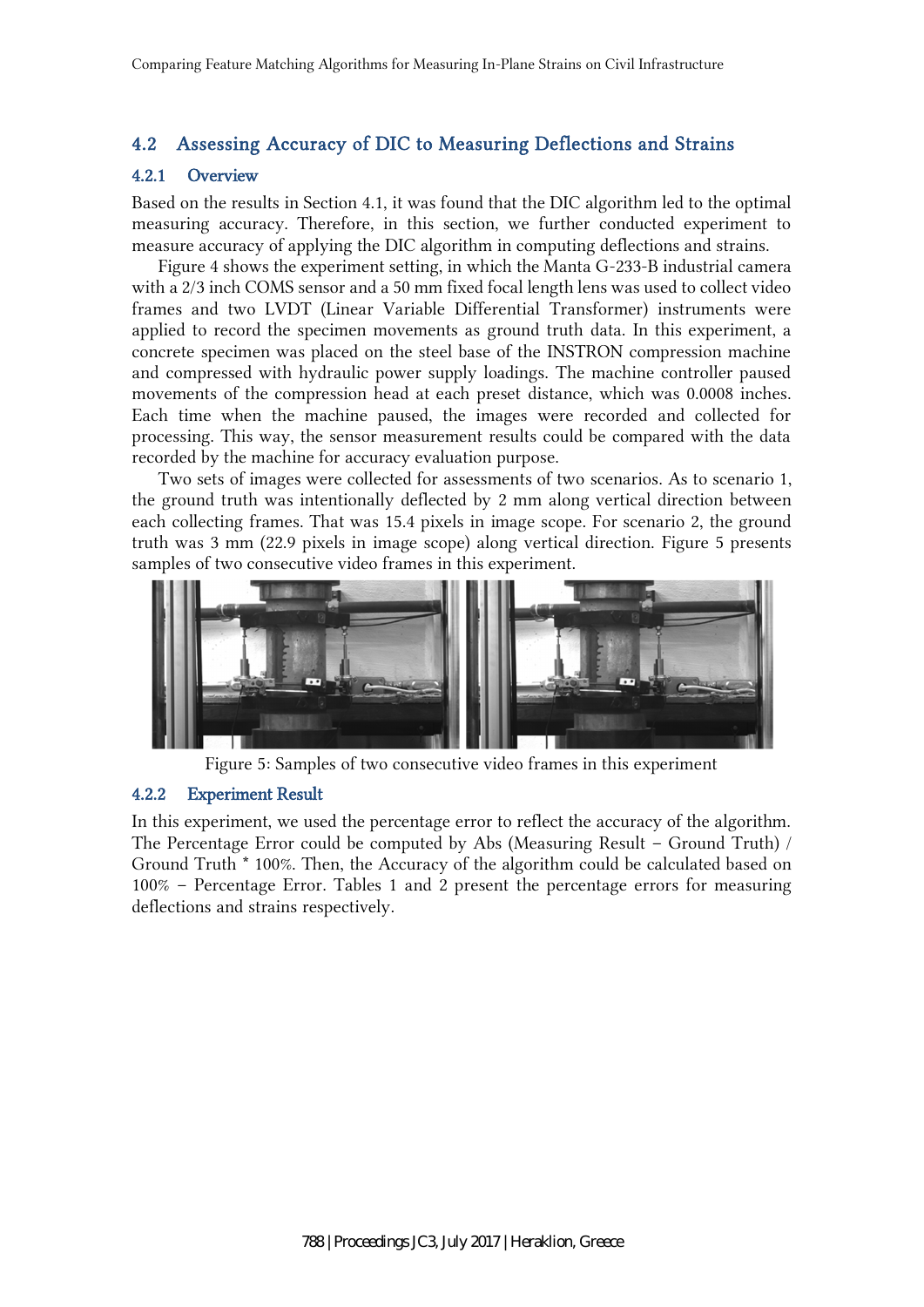## 4.2 Assessing Accuracy of DIC to Measuring Deflections and Strains

### 4.2.1 Overview

Based on the results in Section 4.1, it was found that the DIC algorithm led to the optimal measuring accuracy. Therefore, in this section, we further conducted experiment to measure accuracy of applying the DIC algorithm in computing deflections and strains.

Figure 4 shows the experiment setting, in which the Manta G-233-B industrial camera with a 2/3 inch COMS sensor and a 50 mm fixed focal length lens was used to collect video frames and two LVDT (Linear Variable Differential Transformer) instruments were applied to record the specimen movements as ground truth data. In this experiment, a concrete specimen was placed on the steel base of the INSTRON compression machine and compressed with hydraulic power supply loadings. The machine controller paused movements of the compression head at each preset distance, which was 0.0008 inches. Each time when the machine paused, the images were recorded and collected for processing. This way, the sensor measurement results could be compared with the data recorded by the machine for accuracy evaluation purpose.

Two sets of images were collected for assessments of two scenarios. As to scenario 1, the ground truth was intentionally deflected by 2 mm along vertical direction between each collecting frames. That was 15.4 pixels in image scope. For scenario 2, the ground truth was 3 mm (22.9 pixels in image scope) along vertical direction. Figure 5 presents samples of two consecutive video frames in this experiment.

Figure 5: Samples of two consecutive video frames in this experiment

### 4.2.2 Experiment Result

In this experiment, we used the percentage error to reflect the accuracy of the algorithm. The Percentage Error could be computed by Abs (Measuring Result – Ground Truth) / Ground Truth * 100%. Then, the Accuracy of the algorithm could be calculated based on 100% – Percentage Error. Tables 1 and 2 present the percentage errors for measuring deflections and strains respectively.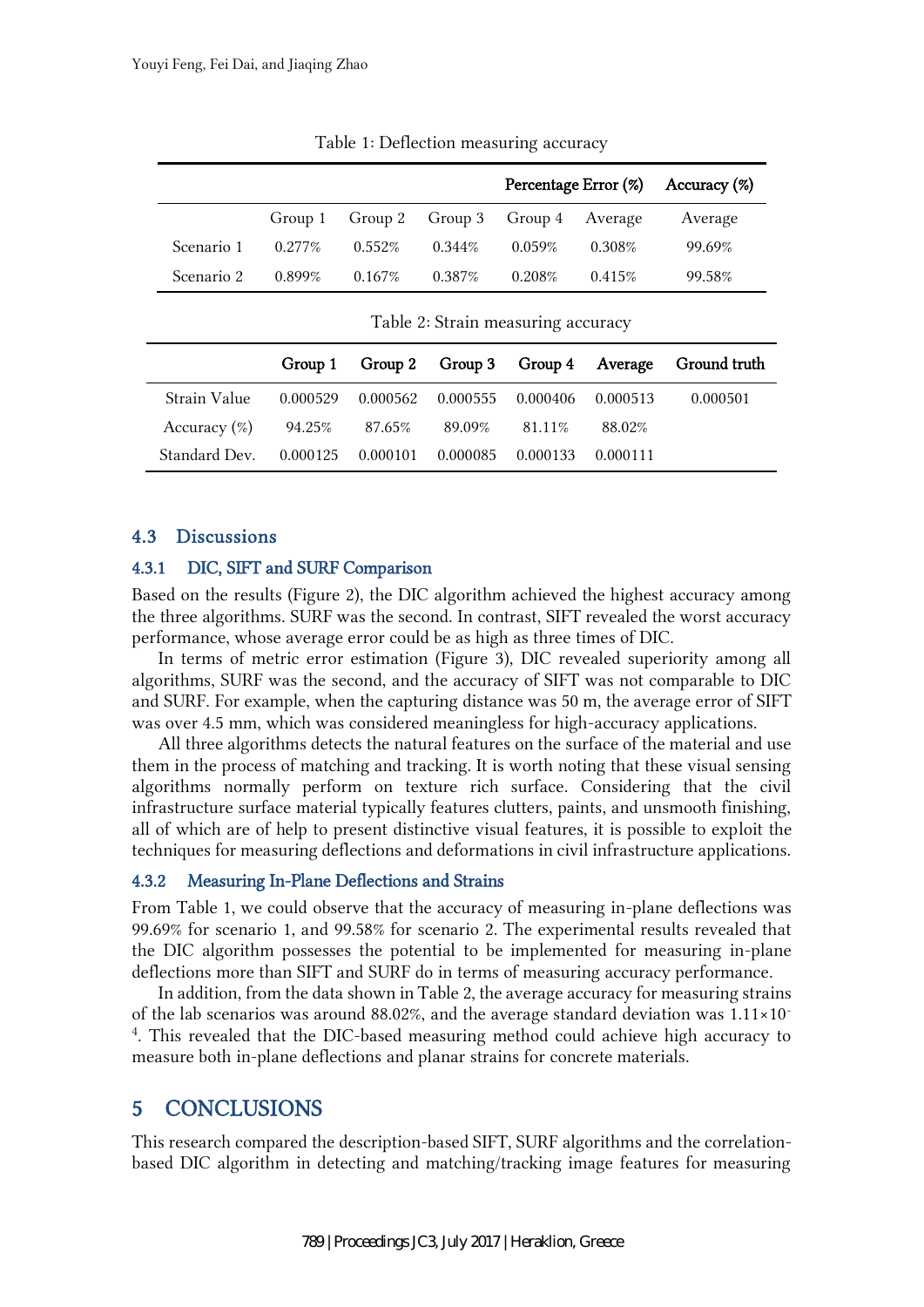Table 1: Deflection measuring accuracy

| | Percentage Error (%) | | | | | Accuracy (%) |
|---|---|---|---|---|---|---|
| | Group 1 | Group 2 | Group 3 | Group 4 | Average | Average |
| Scenario 1 | 0.277% | 0.552% | 0.344% | 0.059% | 0.308% | 99.69% |
| Scenario 2 | 0.899% | 0.167% | 0.387% | 0.208% | 0.415% | 99.58% |

Table 2: Strain measuring accuracy

| | Group 1 | Group 2 | Group 3 | Group 4 | Average | Ground truth |
|---|---|---|---|---|---|---|
| Strain Value | 0.000529 | 0.000562 | 0.000555 | 0.000406 | 0.000513 | 0.000501 |
| Accuracy (%) | 94.25% | 87.65% | 89.09% | 81.11% | 88.02% | |
| Standard Dev. | 0.000125 | 0.000101 | 0.000085 | 0.000133 | 0.000111 | |

## 4.3 Discussions

### 4.3.1 DIC, SIFT and SURF Comparison

Based on the results (Figure 2), the DIC algorithm achieved the highest accuracy among the three algorithms. SURF was the second. In contrast, SIFT revealed the worst accuracy performance, whose average error could be as high as three times of DIC.

In terms of metric error estimation (Figure 3), DIC revealed superiority among all algorithms, SURF was the second, and the accuracy of SIFT was not comparable to DIC and SURF. For example, when the capturing distance was 50 m, the average error of SIFT was over 4.5 mm, which was considered meaningless for high-accuracy applications.

All three algorithms detects the natural features on the surface of the material and use them in the process of matching and tracking. It is worth noting that these visual sensing algorithms normally perform on texture rich surface. Considering that the civil infrastructure surface material typically features clutters, paints, and unsmooth finishing, all of which are of help to present distinctive visual features, it is possible to exploit the techniques for measuring deflections and deformations in civil infrastructure applications.

### 4.3.2 Measuring In-Plane Deflections and Strains

From Table 1, we could observe that the accuracy of measuring in-plane deflections was 99.69% for scenario 1, and 99.58% for scenario 2. The experimental results revealed that the DIC algorithm possesses the potential to be implemented for measuring in-plane deflections more than SIFT and SURF do in terms of measuring accuracy performance.

In addition, from the data shown in Table 2, the average accuracy for measuring strains of the lab scenarios was around 88.02%, and the average standard deviation was $1.11\times10^{-4}$. This revealed that the DIC-based measuring method could achieve high accuracy to measure both in-plane deflections and planar strains for concrete materials.

# 5 CONCLUSIONS

This research compared the description-based SIFT, SURF algorithms and the correlation-based DIC algorithm in detecting and matching/tracking image features for measuring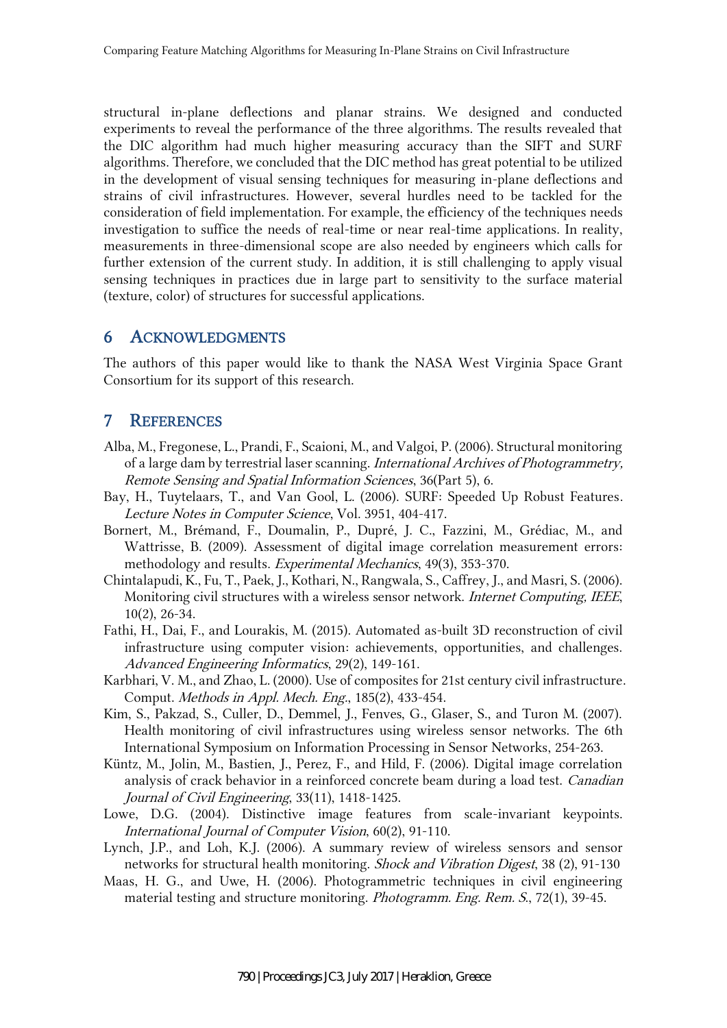structural in-plane deflections and planar strains. We designed and conducted experiments to reveal the performance of the three algorithms. The results revealed that the DIC algorithm had much higher measuring accuracy than the SIFT and SURF algorithms. Therefore, we concluded that the DIC method has great potential to be utilized in the development of visual sensing techniques for measuring in-plane deflections and strains of civil infrastructures. However, several hurdles need to be tackled for the consideration of field implementation. For example, the efficiency of the techniques needs investigation to suffice the needs of real-time or near real-time applications. In reality, measurements in three-dimensional scope are also needed by engineers which calls for further extension of the current study. In addition, it is still challenging to apply visual sensing techniques in practices due in large part to sensitivity to the surface material (texture, color) of structures for successful applications.

## 6 ACKNOWLEDGMENTS

The authors of this paper would like to thank the NASA West Virginia Space Grant Consortium for its support of this research.

## 7 REFERENCES

Alba, M., Fregonese, L., Prandi, F., Scaioni, M., and Valgoi, P. (2006). Structural monitoring of a large dam by terrestrial laser scanning. *International Archives of Photogrammetry, Remote Sensing and Spatial Information Sciences*, 36(Part 5), 6.

Bay, H., Tuytelaars, T., and Van Gool, L. (2006). SURF: Speeded Up Robust Features. *Lecture Notes in Computer Science*, Vol. 3951, 404-417.

Bornert, M., Brémand, F., Doumalin, P., Dupré, J. C., Fazzini, M., Grédiac, M., and Wattrisse, B. (2009). Assessment of digital image correlation measurement errors: methodology and results. *Experimental Mechanics*, 49(3), 353-370.

Chintalapudi, K., Fu, T., Paek, J., Kothari, N., Rangwala, S., Caffrey, J., and Masri, S. (2006). Monitoring civil structures with a wireless sensor network. *Internet Computing, IEEE*, 10(2), 26-34.

Fathi, H., Dai, F., and Lourakis, M. (2015). Automated as-built 3D reconstruction of civil infrastructure using computer vision: achievements, opportunities, and challenges. *Advanced Engineering Informatics*, 29(2), 149-161.

Karbhari, V. M., and Zhao, L. (2000). Use of composites for 21st century civil infrastructure. Comput. *Methods in Appl. Mech. Eng.*, 185(2), 433-454.

Kim, S., Pakzad, S., Culler, D., Demmel, J., Fenves, G., Glaser, S., and Turon M. (2007). Health monitoring of civil infrastructures using wireless sensor networks. The 6th International Symposium on Information Processing in Sensor Networks, 254-263.

Küntz, M., Jolin, M., Bastien, J., Perez, F., and Hild, F. (2006). Digital image correlation analysis of crack behavior in a reinforced concrete beam during a load test. *Canadian Journal of Civil Engineering*, 33(11), 1418-1425.

Lowe, D.G. (2004). Distinctive image features from scale-invariant keypoints. *International Journal of Computer Vision*, 60(2), 91-110.

Lynch, J.P., and Loh, K.J. (2006). A summary review of wireless sensors and sensor networks for structural health monitoring. *Shock and Vibration Digest*, 38 (2), 91-130

Maas, H. G., and Uwe, H. (2006). Photogrammetric techniques in civil engineering material testing and structure monitoring. *Photogramm. Eng. Rem. S.*, 72(1), 39-45.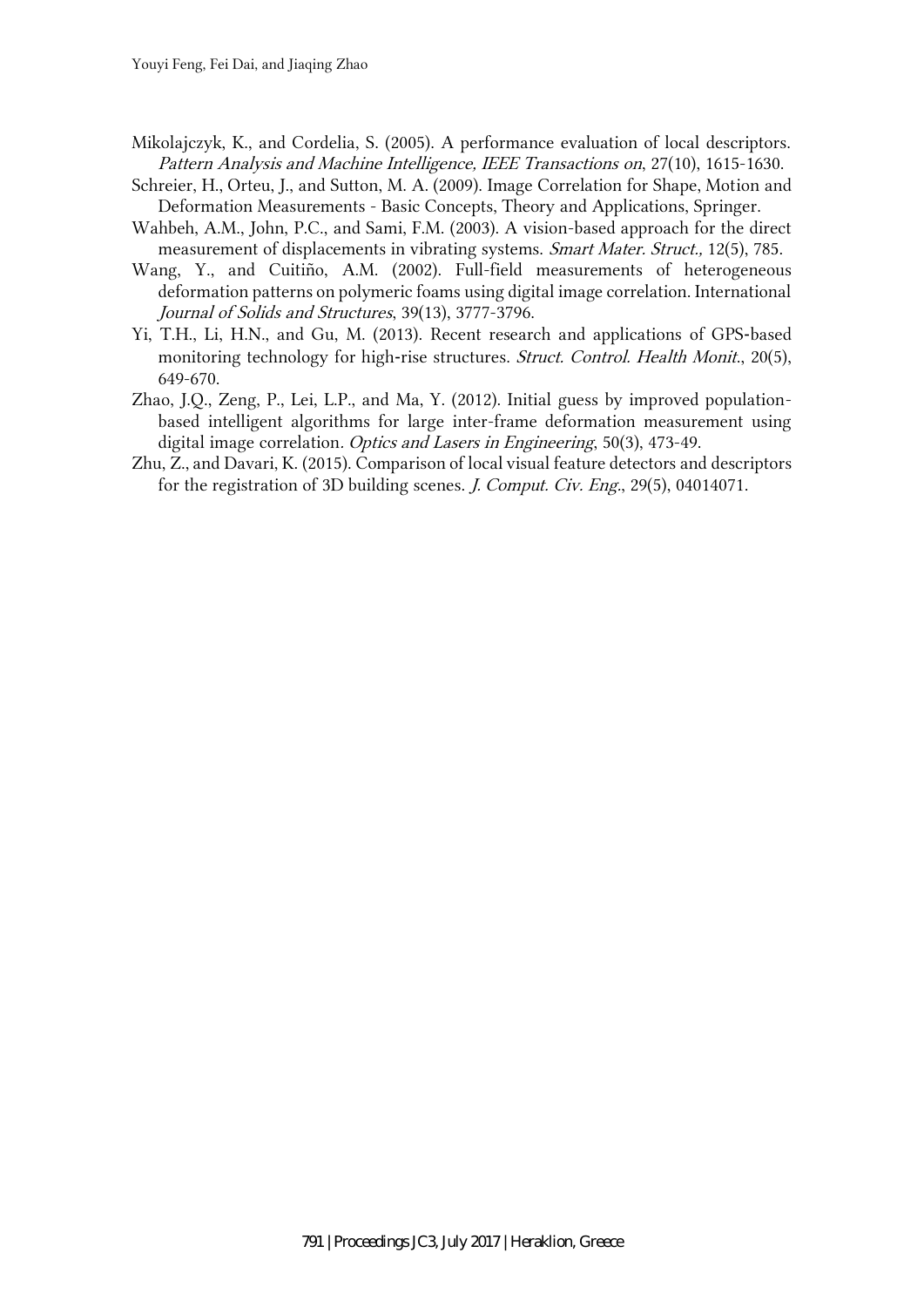Mikolajczyk, K., and Cordelia, S. (2005). A performance evaluation of local descriptors. *Pattern Analysis and Machine Intelligence, IEEE Transactions on*, 27(10), 1615-1630.

Schreier, H., Orteu, J., and Sutton, M. A. (2009). Image Correlation for Shape, Motion and Deformation Measurements - Basic Concepts, Theory and Applications, Springer.

Wahbeh, A.M., John, P.C., and Sami, F.M. (2003). A vision-based approach for the direct measurement of displacements in vibrating systems. *Smart Mater. Struct.,* 12(5), 785.

Wang, Y., and Cuitiño, A.M. (2002). Full-field measurements of heterogeneous deformation patterns on polymeric foams using digital image correlation. International *Journal of Solids and Structures*, 39(13), 3777-3796.

Yi, T.H., Li, H.N., and Gu, M. (2013). Recent research and applications of GPS-based monitoring technology for high-rise structures. *Struct. Control. Health Monit.*, 20(5), 649-670.

Zhao, J.Q., Zeng, P., Lei, L.P., and Ma, Y. (2012). Initial guess by improved population-based intelligent algorithms for large inter-frame deformation measurement using digital image correlation. *Optics and Lasers in Engineering*, 50(3), 473-49.

Zhu, Z., and Davari, K. (2015). Comparison of local visual feature detectors and descriptors for the registration of 3D building scenes. *J. Comput. Civ. Eng.*, 29(5), 04014071.